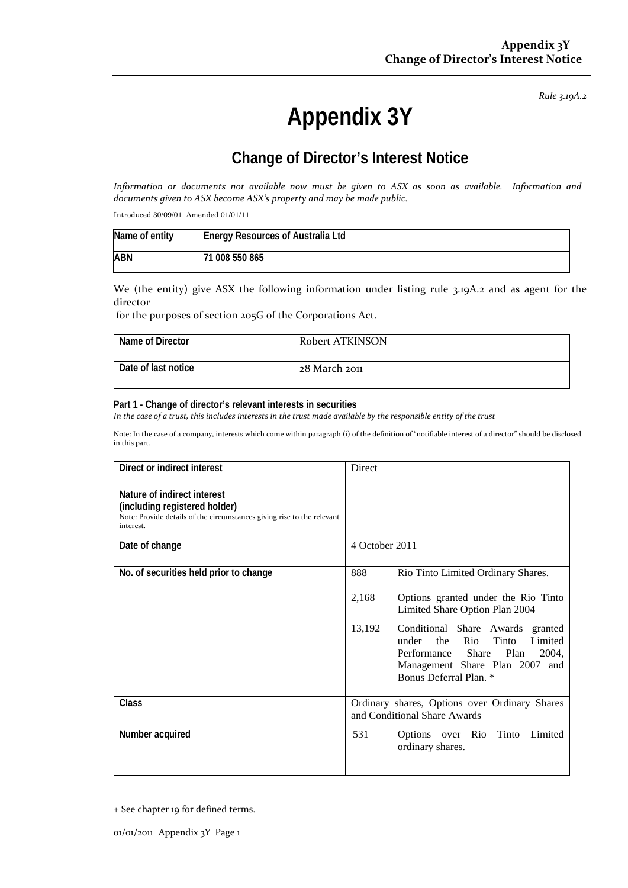*Rule 3.19A.2*

# Appendix 3Y

## Change of Director's Interest Notice

*Information or documents not available now must be given to ASX as soon as available. Information and documents given to ASX become ASX's property and may be made public.*

Introduced 30/09/01 Amended 01/01/11

| Name of entity | Energy Resources of Australia Ltd |
|---|---|
| ABN | 71 008 550 865 |

We (the entity) give ASX the following information under listing rule 3.19A.2 and as agent for the director for the purposes of section 205G of the Corporations Act.

| Name of Director | Robert ATKINSON |
|---|---|
| Date of last notice | 28 March 2011 |

**Part 1 - Change of director's relevant interests in securities**

*In the case of a trust, this includes interests in the trust made available by the responsible entity of the trust*

Note: In the case of a company, interests which come within paragraph (i) of the definition of "notifiable interest of a director" should be disclosed in this part.

| | |
|---|---|
| **Direct or indirect interest** | Direct |
| **Nature of indirect interest (including registered holder)**<br>Note: Provide details of the circumstances giving rise to the relevant interest. | |
| **Date of change** | 4 October 2011 |
| **No. of securities held prior to change** | 888 Rio Tinto Limited Ordinary Shares.<br>2,168 Options granted under the Rio Tinto Limited Share Option Plan 2004<br>13,192 Conditional Share Awards granted under the Rio Tinto Limited Performance Share Plan 2004, Management Share Plan 2007 and Bonus Deferral Plan. * |
| **Class** | Ordinary shares, Options over Ordinary Shares and Conditional Share Awards |
| **Number acquired** | 531 Options over Rio Tinto Limited ordinary shares. |

+ See chapter 19 for defined terms.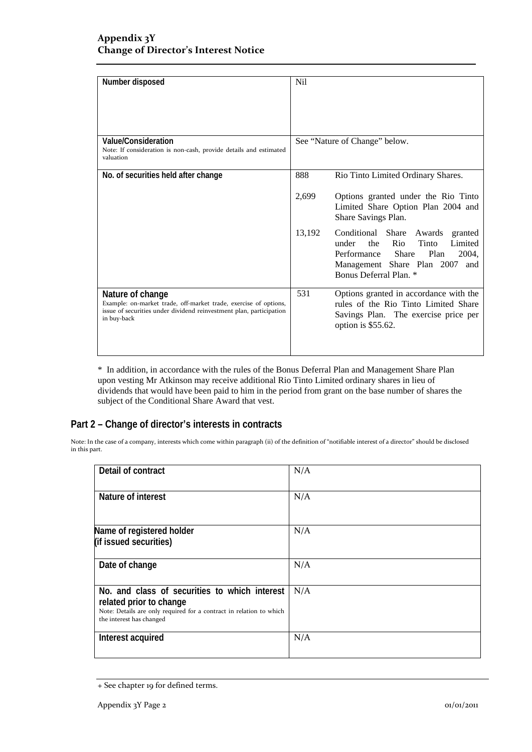| | |
|---|---|
| **Number disposed** | Nil |
| **Value/Consideration**<br>Note: If consideration is non-cash, provide details and estimated valuation | See "Nature of Change" below. |
| **No. of securities held after change** | 888 Rio Tinto Limited Ordinary Shares.<br><br>2,699 Options granted under the Rio Tinto Limited Share Option Plan 2004 and Share Savings Plan.<br><br>13,192 Conditional Share Awards granted under the Rio Tinto Limited Performance Share Plan 2004, Management Share Plan 2007 and Bonus Deferral Plan. * |
| **Nature of change**<br>Example: on-market trade, off-market trade, exercise of options, issue of securities under dividend reinvestment plan, participation in buy-back | 531 Options granted in accordance with the rules of the Rio Tinto Limited Share Savings Plan. The exercise price per option is $55.62. |

* In addition, in accordance with the rules of the Bonus Deferral Plan and Management Share Plan upon vesting Mr Atkinson may receive additional Rio Tinto Limited ordinary shares in lieu of dividends that would have been paid to him in the period from grant on the base number of shares the subject of the Conditional Share Award that vest.

## Part 2 – Change of director's interests in contracts

Note: In the case of a company, interests which come within paragraph (ii) of the definition of "notifiable interest of a director" should be disclosed in this part.

| | |
|---|---|
| **Detail of contract** | N/A |
| **Nature of interest** | N/A |
| **Name of registered holder (if issued securities)** | N/A |
| **Date of change** | N/A |
| **No. and class of securities to which interest related prior to change**<br>Note: Details are only required for a contract in relation to which the interest has changed | N/A |
| **Interest acquired** | N/A |

+ See chapter 19 for defined terms.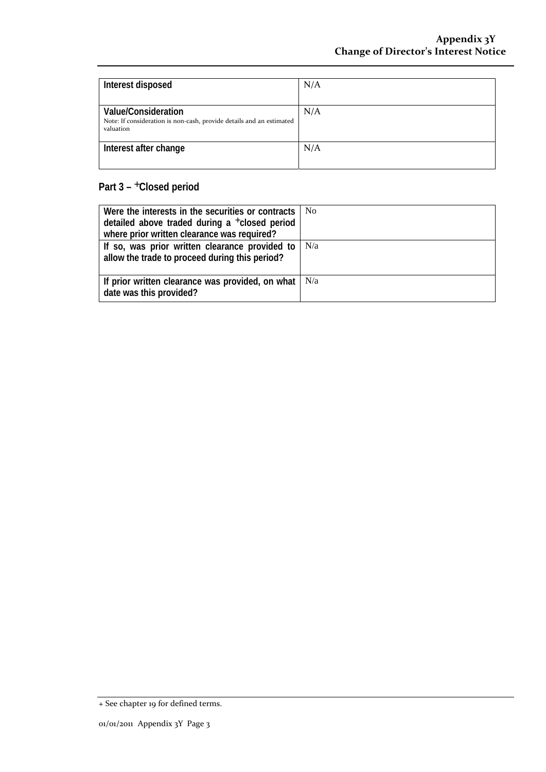| | |
|---|---|
| **Interest disposed** | N/A |
| **Value/Consideration**<br>Note: If consideration is non-cash, provide details and an estimated valuation | N/A |
| **Interest after change** | N/A |

## Part 3 – +Closed period

| | |
|---|---|
| **Were the interests in the securities or contracts detailed above traded during a +closed period where prior written clearance was required?** | No |
| **If so, was prior written clearance provided to allow the trade to proceed during this period?** | N/a |
| **If prior written clearance was provided, on what date was this provided?** | N/a |

+ See chapter 19 for defined terms.